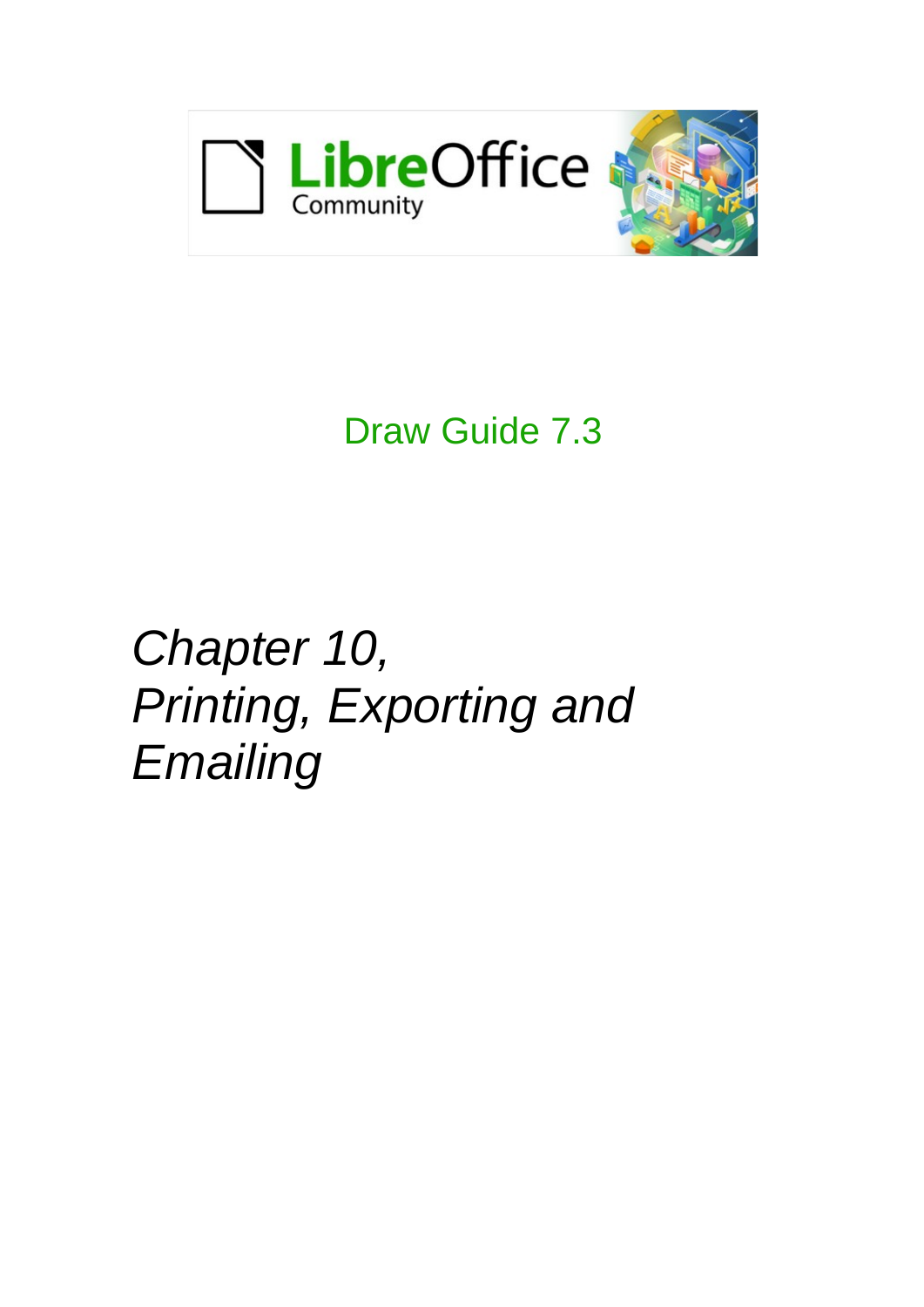LibreOffice Community

Draw Guide 7.3

# *Chapter 10, Printing, Exporting and Emailing*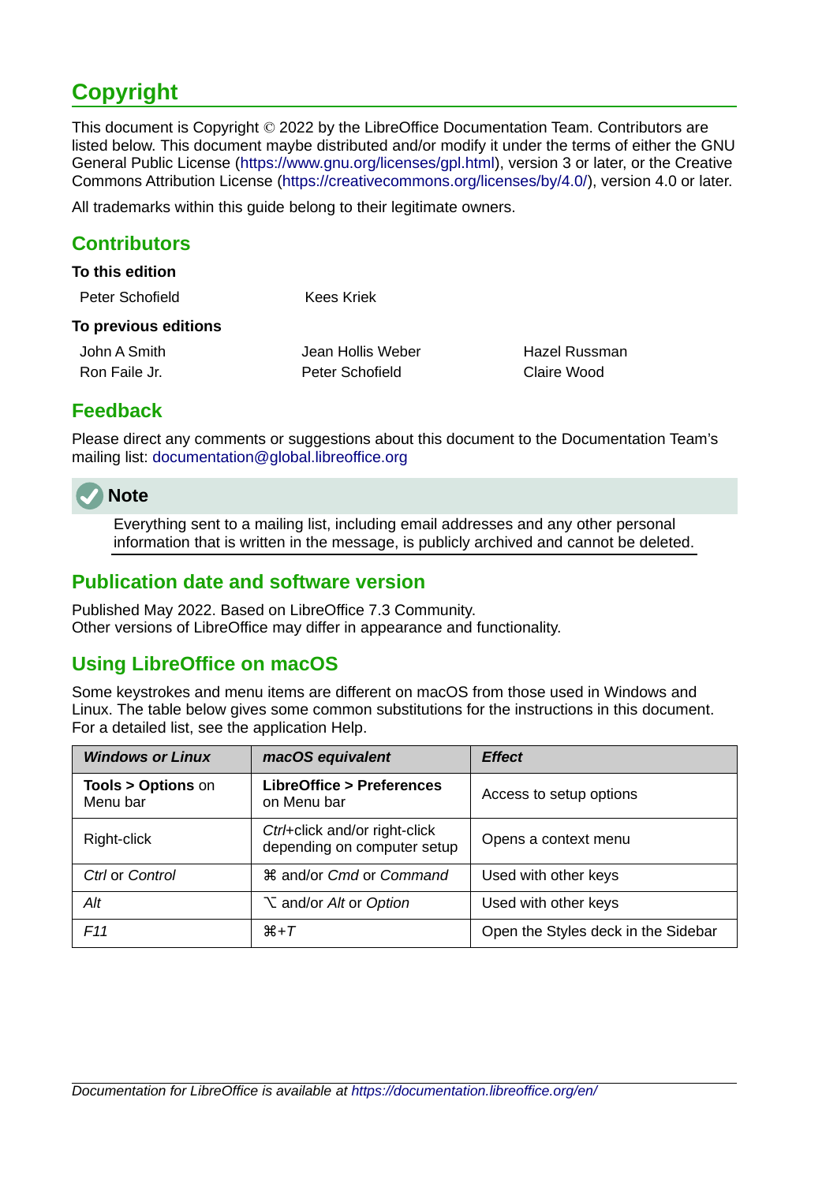# Copyright

This document is Copyright © 2022 by the LibreOffice Documentation Team. Contributors are listed below. This document maybe distributed and/or modify it under the terms of either the GNU General Public License (https://www.gnu.org/licenses/gpl.html), version 3 or later, or the Creative Commons Attribution License (https://creativecommons.org/licenses/by/4.0/), version 4.0 or later.

All trademarks within this guide belong to their legitimate owners.

## Contributors

**To this edition**

Peter Schofield　　Kees Kriek

**To previous editions**

John A Smith　　Jean Hollis Weber　　Hazel Russman
Ron Faile Jr.　　Peter Schofield　　Claire Wood

## Feedback

Please direct any comments or suggestions about this document to the Documentation Team's mailing list: documentation@global.libreoffice.org

**Note**

Everything sent to a mailing list, including email addresses and any other personal information that is written in the message, is publicly archived and cannot be deleted.

## Publication date and software version

Published May 2022. Based on LibreOffice 7.3 Community.
Other versions of LibreOffice may differ in appearance and functionality.

## Using LibreOffice on macOS

Some keystrokes and menu items are different on macOS from those used in Windows and Linux. The table below gives some common substitutions for the instructions in this document. For a detailed list, see the application Help.

| ***Windows or Linux*** | ***macOS equivalent*** | ***Effect*** |
|---|---|---|
| **Tools > Options** on Menu bar | **LibreOffice > Preferences** on Menu bar | Access to setup options |
| Right-click | *Ctrl*+click and/or right-click depending on computer setup | Opens a context menu |
| *Ctrl* or *Control* | ⌘ and/or *Cmd* or *Command* | Used with other keys |
| *Alt* | ⌥ and/or *Alt* or *Option* | Used with other keys |
| *F11* | ⌘+*T* | Open the Styles deck in the Sidebar |

*Documentation for LibreOffice is available at https://documentation.libreoffice.org/en/*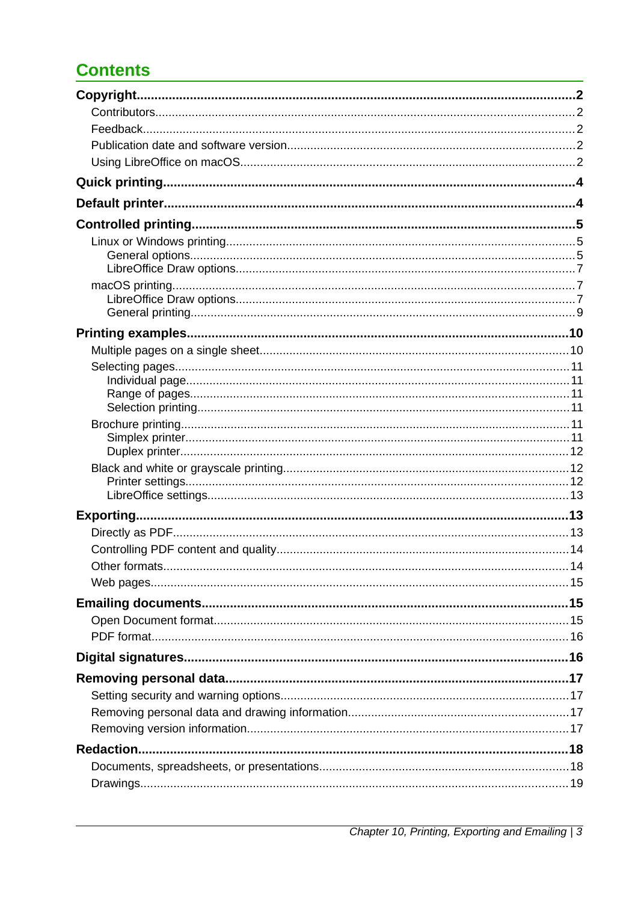# Contents

**Copyright 2**
- Contributors 2
- Feedback 2
- Publication date and software version 2
- Using LibreOffice on macOS 2

**Quick printing 4**

**Default printer 4**

**Controlled printing 5**
- Linux or Windows printing 5
  - General options 5
  - LibreOffice Draw options 7
- macOS printing 7
  - LibreOffice Draw options 7
  - General printing 9

**Printing examples 10**
- Multiple pages on a single sheet 10
- Selecting pages 11
  - Individual page 11
  - Range of pages 11
  - Selection printing 11
- Brochure printing 11
  - Simplex printer 11
  - Duplex printer 12
- Black and white or grayscale printing 12
  - Printer settings 12
  - LibreOffice settings 13

**Exporting 13**
- Directly as PDF 13
- Controlling PDF content and quality 14
- Other formats 14
- Web pages 15

**Emailing documents 15**
- Open Document format 15
- PDF format 16

**Digital signatures 16**

**Removing personal data 17**
- Setting security and warning options 17
- Removing personal data and drawing information 17
- Removing version information 17

**Redaction 18**
- Documents, spreadsheets, or presentations 18
- Drawings 19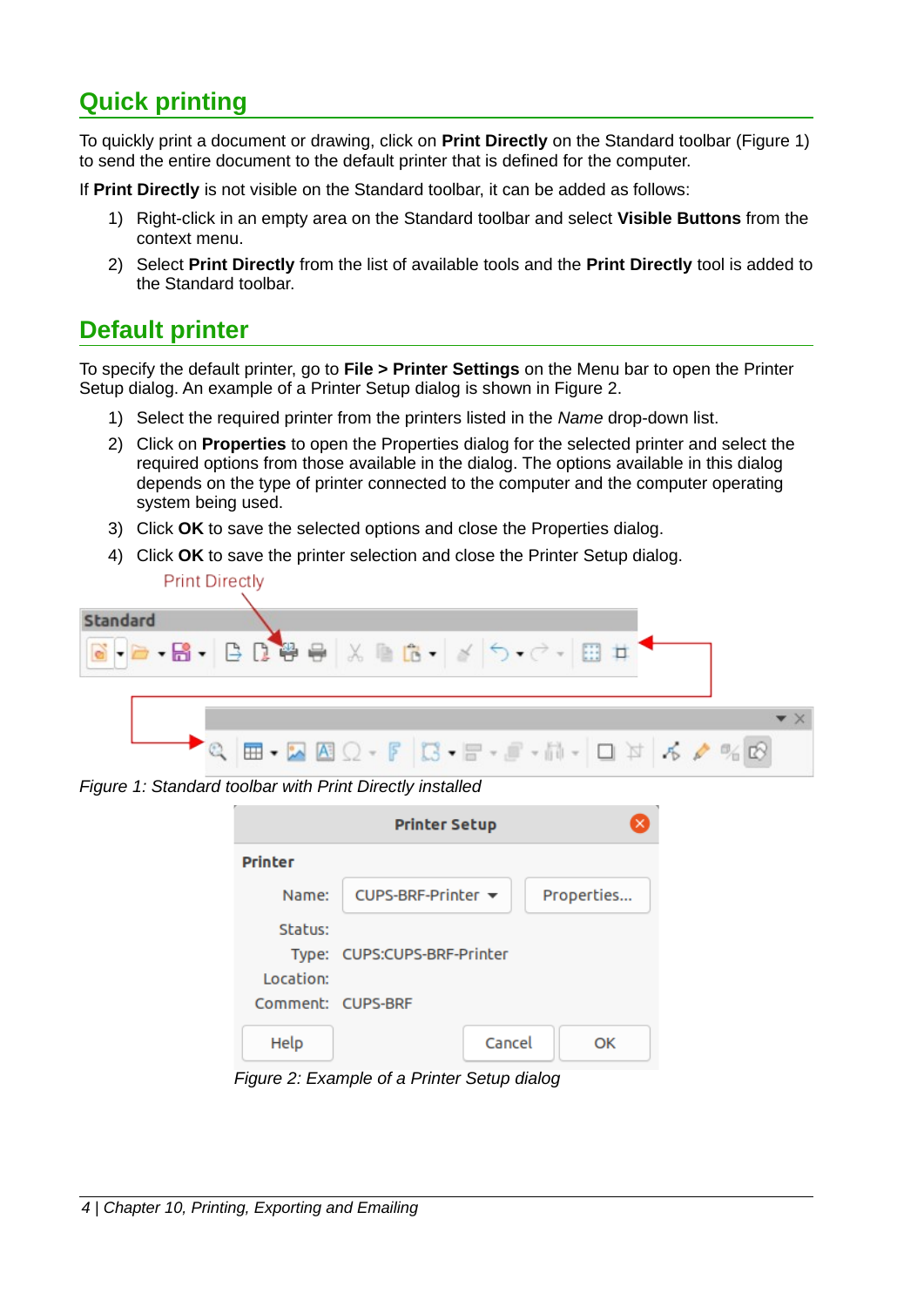## Quick printing

To quickly print a document or drawing, click on **Print Directly** on the Standard toolbar (Figure 1) to send the entire document to the default printer that is defined for the computer.

If **Print Directly** is not visible on the Standard toolbar, it can be added as follows:

1) Right-click in an empty area on the Standard toolbar and select **Visible Buttons** from the context menu.
2) Select **Print Directly** from the list of available tools and the **Print Directly** tool is added to the Standard toolbar.

## Default printer

To specify the default printer, go to **File > Printer Settings** on the Menu bar to open the Printer Setup dialog. An example of a Printer Setup dialog is shown in Figure 2.

1) Select the required printer from the printers listed in the *Name* drop-down list.
2) Click on **Properties** to open the Properties dialog for the selected printer and select the required options from those available in the dialog. The options available in this dialog depends on the type of printer connected to the computer and the computer operating system being used.
3) Click **OK** to save the selected options and close the Properties dialog.
4) Click **OK** to save the printer selection and close the Printer Setup dialog.

*Figure 1: Standard toolbar with Print Directly installed*

*Figure 2: Example of a Printer Setup dialog*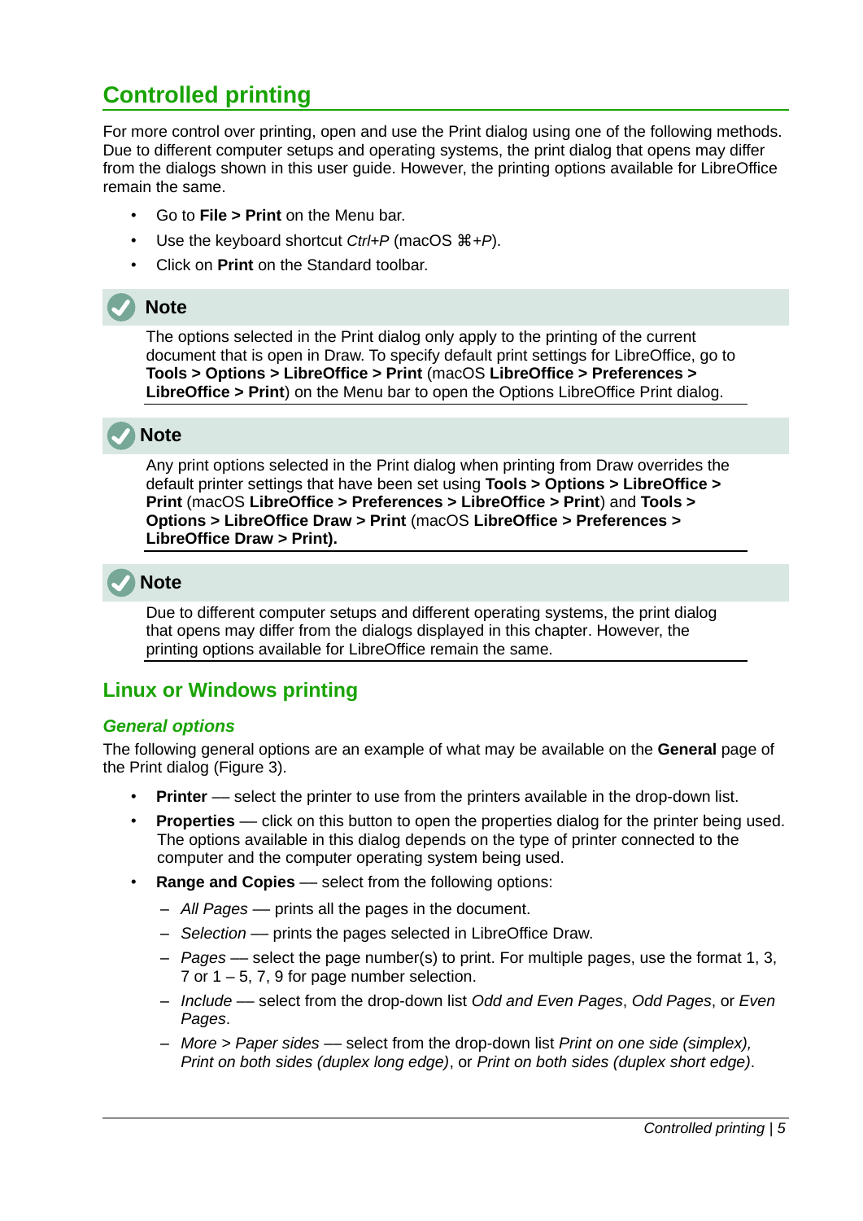## Controlled printing

For more control over printing, open and use the Print dialog using one of the following methods. Due to different computer setups and operating systems, the print dialog that opens may differ from the dialogs shown in this user guide. However, the printing options available for LibreOffice remain the same.

- Go to **File > Print** on the Menu bar.
- Use the keyboard shortcut *Ctrl+P* (macOS *⌘+P*).
- Click on **Print** on the Standard toolbar.

> **Note**
>
> The options selected in the Print dialog only apply to the printing of the current document that is open in Draw. To specify default print settings for LibreOffice, go to **Tools > Options > LibreOffice > Print** (macOS **LibreOffice > Preferences > LibreOffice > Print**) on the Menu bar to open the Options LibreOffice Print dialog.

> **Note**
>
> Any print options selected in the Print dialog when printing from Draw overrides the default printer settings that have been set using **Tools > Options > LibreOffice > Print** (macOS **LibreOffice > Preferences > LibreOffice > Print**) and **Tools > Options > LibreOffice Draw > Print** (macOS **LibreOffice > Preferences > LibreOffice Draw > Print).**

> **Note**
>
> Due to different computer setups and different operating systems, the print dialog that opens may differ from the dialogs displayed in this chapter. However, the printing options available for LibreOffice remain the same.

### Linux or Windows printing

#### *General options*

The following general options are an example of what may be available on the **General** page of the Print dialog (Figure 3).

- **Printer** — select the printer to use from the printers available in the drop-down list.
- **Properties** — click on this button to open the properties dialog for the printer being used. The options available in this dialog depends on the type of printer connected to the computer and the computer operating system being used.
- **Range and Copies** — select from the following options:
  - *All Pages* — prints all the pages in the document.
  - *Selection* — prints the pages selected in LibreOffice Draw.
  - *Pages* — select the page number(s) to print. For multiple pages, use the format 1, 3, 7 or 1 – 5, 7, 9 for page number selection.
  - *Include* — select from the drop-down list *Odd and Even Pages*, *Odd Pages*, or *Even Pages*.
  - *More > Paper sides* — select from the drop-down list *Print on one side (simplex), Print on both sides (duplex long edge)*, or *Print on both sides (duplex short edge)*.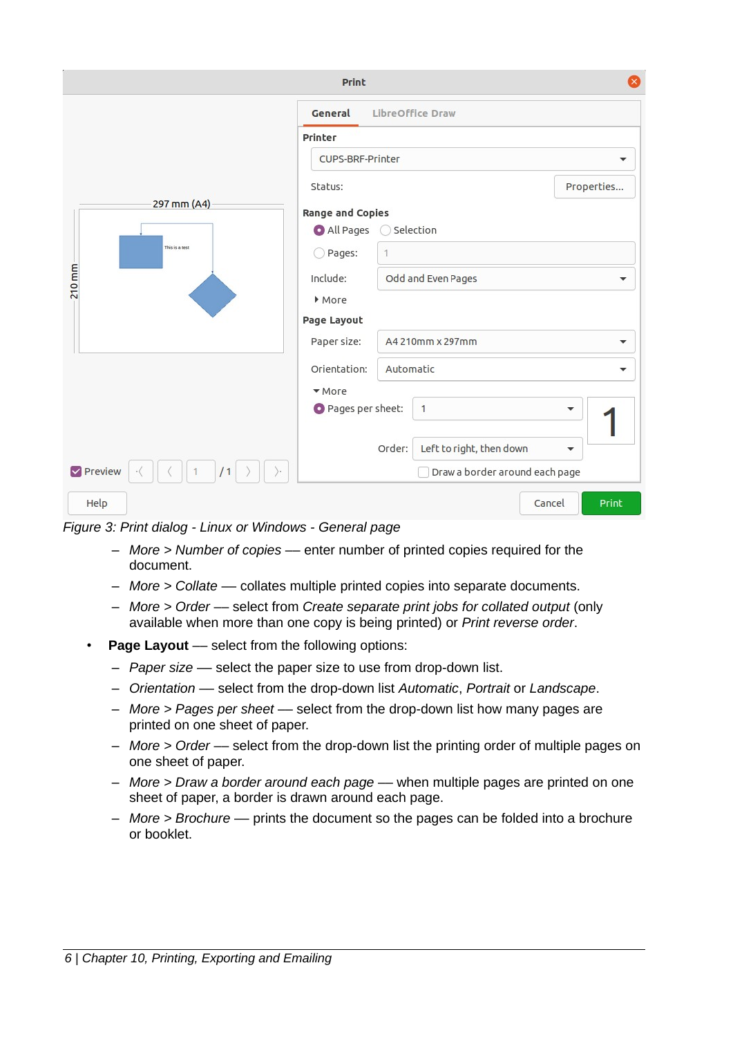Figure 3: Print dialog - Linux or Windows - General page

   - *More > Number of copies* — enter number of printed copies required for the document.
   - *More > Collate* — collates multiple printed copies into separate documents.
   - *More > Order* — select from *Create separate print jobs for collated output* (only available when more than one copy is being printed) or *Print reverse order*.
- **Page Layout** — select from the following options:
   - *Paper size* — select the paper size to use from drop-down list.
   - *Orientation* — select from the drop-down list *Automatic*, *Portrait* or *Landscape*.
   - *More > Pages per sheet* — select from the drop-down list how many pages are printed on one sheet of paper.
   - *More > Order* — select from the drop-down list the printing order of multiple pages on one sheet of paper.
   - *More > Draw a border around each page* — when multiple pages are printed on one sheet of paper, a border is drawn around each page.
   - *More > Brochure* — prints the document so the pages can be folded into a brochure or booklet.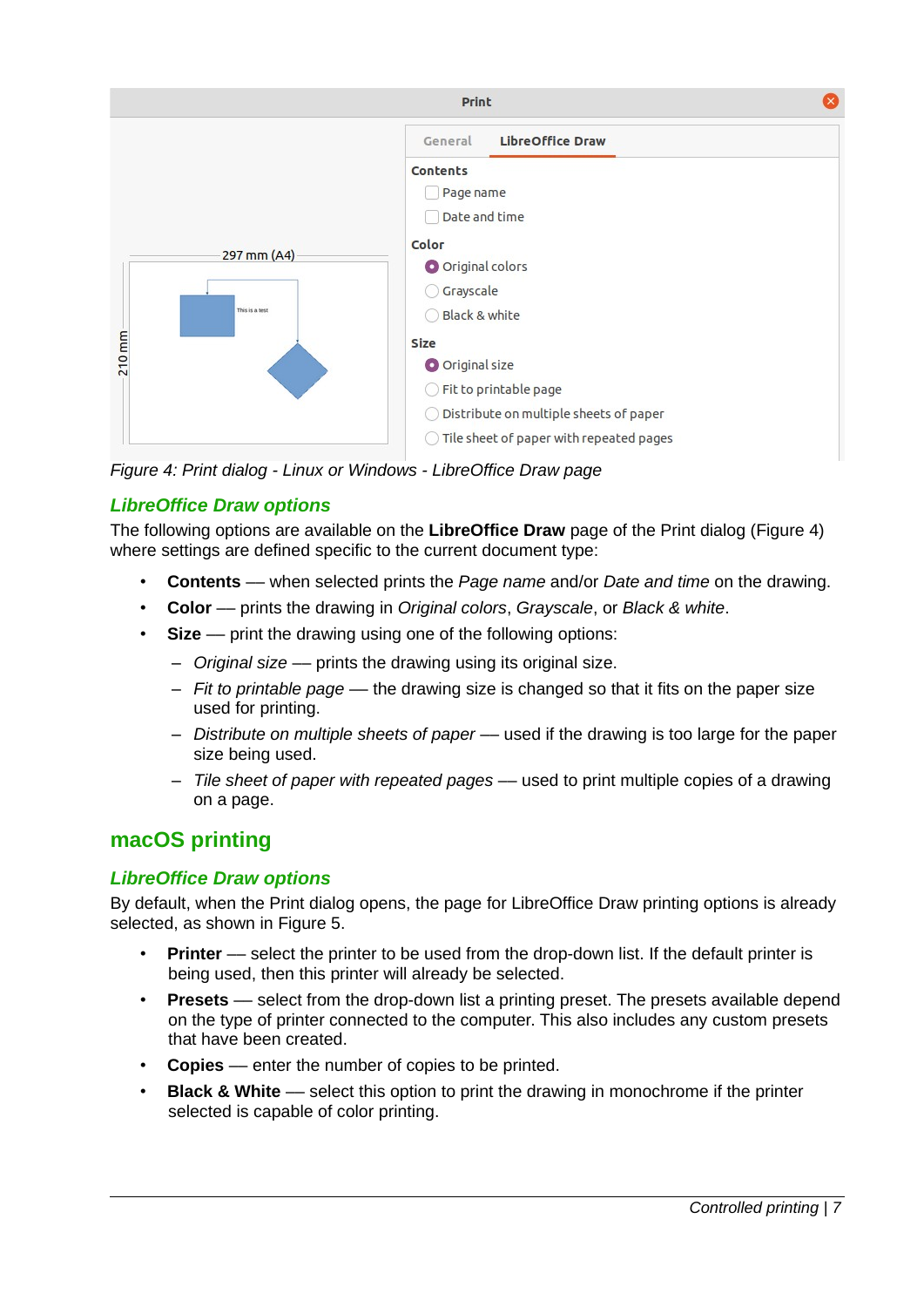Figure 4: Print dialog - Linux or Windows - LibreOffice Draw page

### *LibreOffice Draw options*

The following options are available on the **LibreOffice Draw** page of the Print dialog (Figure 4) where settings are defined specific to the current document type:

- **Contents** — when selected prints the *Page name* and/or *Date and time* on the drawing.
- **Color** — prints the drawing in *Original colors*, *Grayscale*, or *Black & white*.
- **Size** — print the drawing using one of the following options:
  - *Original size* — prints the drawing using its original size.
  - *Fit to printable page* — the drawing size is changed so that it fits on the paper size used for printing.
  - *Distribute on multiple sheets of paper* — used if the drawing is too large for the paper size being used.
  - *Tile sheet of paper with repeated pages* — used to print multiple copies of a drawing on a page.

## macOS printing

### *LibreOffice Draw options*

By default, when the Print dialog opens, the page for LibreOffice Draw printing options is already selected, as shown in Figure 5.

- **Printer** — select the printer to be used from the drop-down list. If the default printer is being used, then this printer will already be selected.
- **Presets** — select from the drop-down list a printing preset. The presets available depend on the type of printer connected to the computer. This also includes any custom presets that have been created.
- **Copies** — enter the number of copies to be printed.
- **Black & White** — select this option to print the drawing in monochrome if the printer selected is capable of color printing.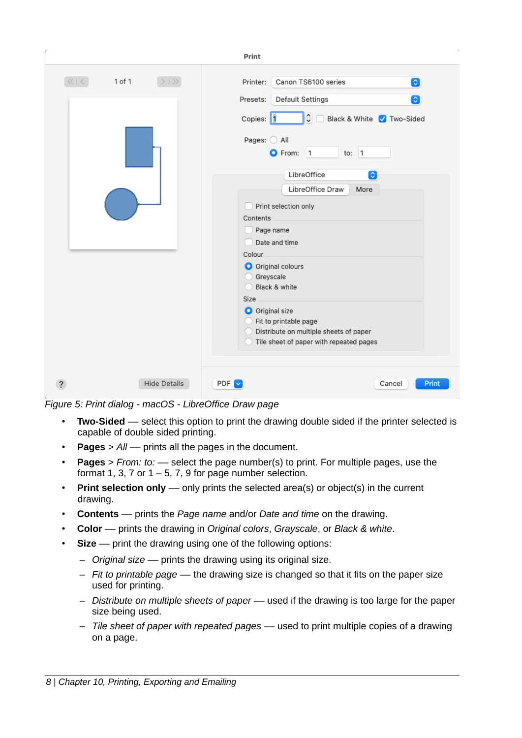Figure 5: Print dialog - macOS - LibreOffice Draw page

- **Two-Sided** — select this option to print the drawing double sided if the printer selected is capable of double sided printing.
- **Pages** > *All* — prints all the pages in the document.
- **Pages** > *From: to:* — select the page number(s) to print. For multiple pages, use the format 1, 3, 7 or 1 – 5, 7, 9 for page number selection.
- **Print selection only** — only prints the selected area(s) or object(s) in the current drawing.
- **Contents** — prints the *Page name* and/or *Date and time* on the drawing.
- **Color** — prints the drawing in *Original colors*, *Grayscale*, or *Black & white*.
- **Size** — print the drawing using one of the following options:
  - *Original size* — prints the drawing using its original size.
  - *Fit to printable page* — the drawing size is changed so that it fits on the paper size used for printing.
  - *Distribute on multiple sheets of paper* — used if the drawing is too large for the paper size being used.
  - *Tile sheet of paper with repeated pages* — used to print multiple copies of a drawing on a page.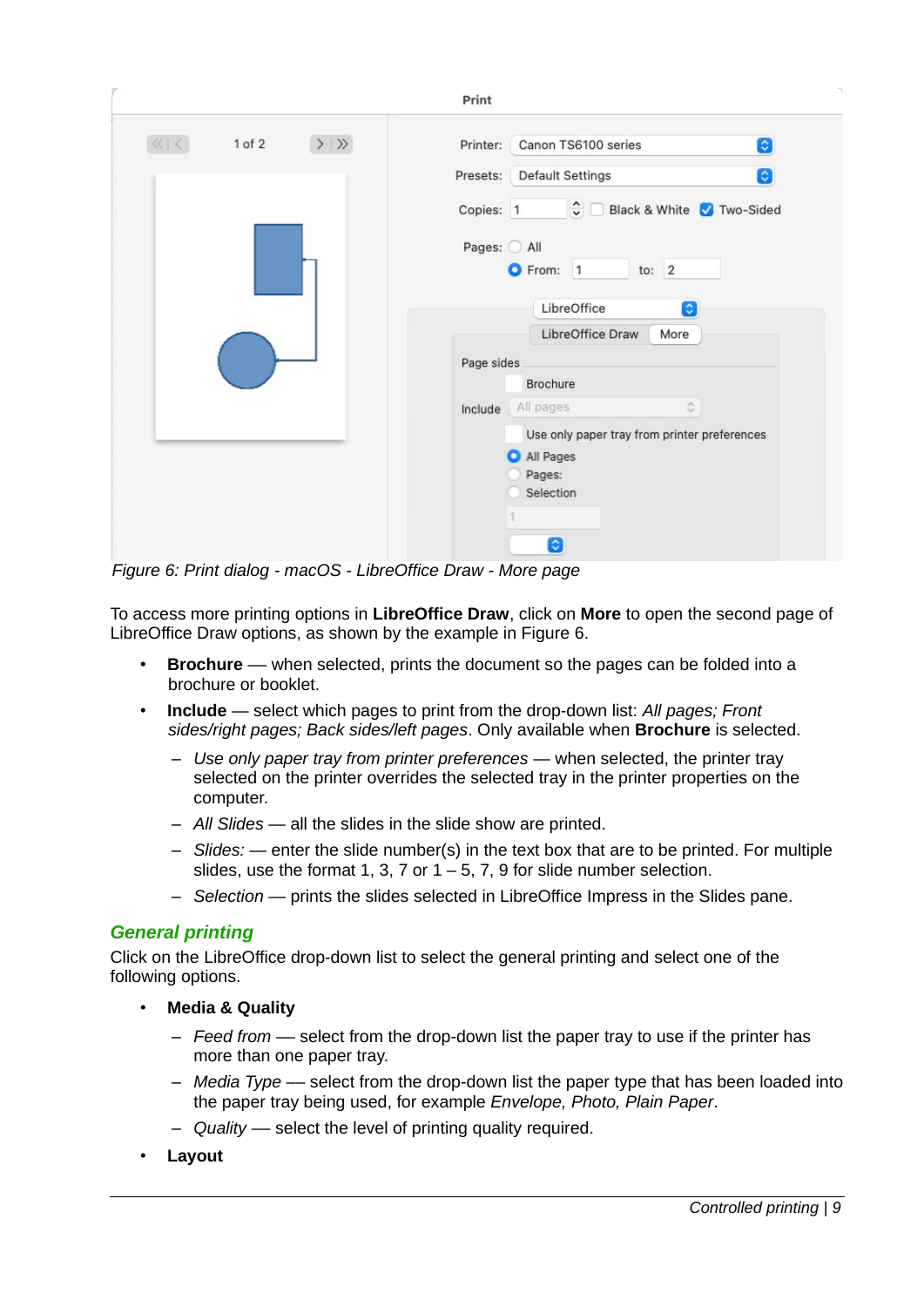Figure 6: Print dialog - macOS - LibreOffice Draw - More page

To access more printing options in **LibreOffice Draw**, click on **More** to open the second page of LibreOffice Draw options, as shown by the example in Figure 6.

- **Brochure** — when selected, prints the document so the pages can be folded into a brochure or booklet.
- **Include** — select which pages to print from the drop-down list: *All pages; Front sides/right pages; Back sides/left pages*. Only available when **Brochure** is selected.
  - *Use only paper tray from printer preferences* — when selected, the printer tray selected on the printer overrides the selected tray in the printer properties on the computer.
  - *All Slides* — all the slides in the slide show are printed.
  - *Slides:* — enter the slide number(s) in the text box that are to be printed. For multiple slides, use the format 1, 3, 7 or 1 – 5, 7, 9 for slide number selection.
  - *Selection* — prints the slides selected in LibreOffice Impress in the Slides pane.

## General printing

Click on the LibreOffice drop-down list to select the general printing and select one of the following options.

- **Media & Quality**
  - *Feed from* — select from the drop-down list the paper tray to use if the printer has more than one paper tray.
  - *Media Type* — select from the drop-down list the paper type that has been loaded into the paper tray being used, for example *Envelope, Photo, Plain Paper*.
  - *Quality* — select the level of printing quality required.
- **Layout**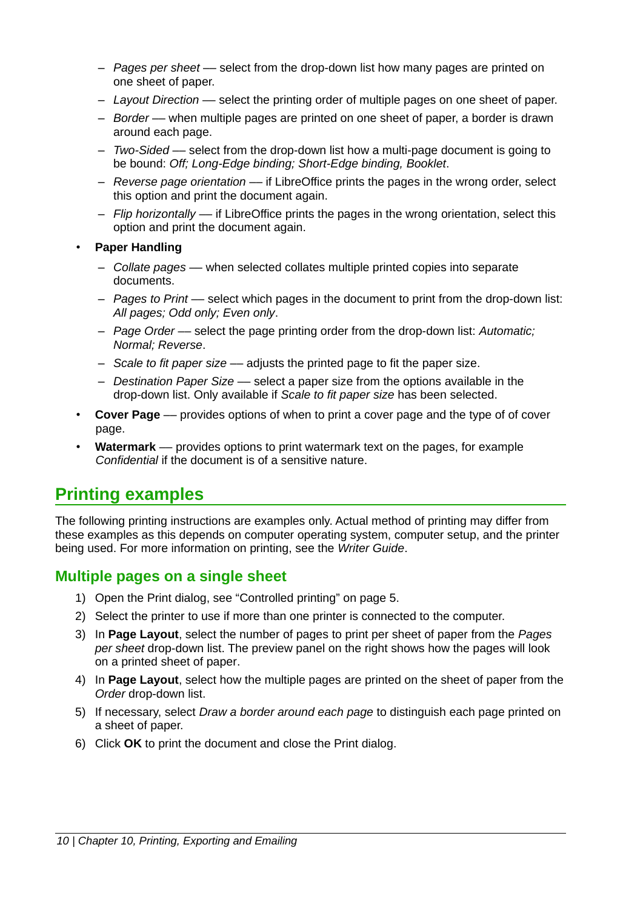- *Pages per sheet* — select from the drop-down list how many pages are printed on one sheet of paper.
   - *Layout Direction* — select the printing order of multiple pages on one sheet of paper.
   - *Border* — when multiple pages are printed on one sheet of paper, a border is drawn around each page.
   - *Two-Sided* — select from the drop-down list how a multi-page document is going to be bound: *Off; Long-Edge binding; Short-Edge binding, Booklet*.
   - *Reverse page orientation* — if LibreOffice prints the pages in the wrong order, select this option and print the document again.
   - *Flip horizontally* — if LibreOffice prints the pages in the wrong orientation, select this option and print the document again.

- **Paper Handling**
   - *Collate pages* — when selected collates multiple printed copies into separate documents.
   - *Pages to Print* — select which pages in the document to print from the drop-down list: *All pages; Odd only; Even only*.
   - *Page Order* — select the page printing order from the drop-down list: *Automatic; Normal; Reverse*.
   - *Scale to fit paper size* — adjusts the printed page to fit the paper size.
   - *Destination Paper Size* — select a paper size from the options available in the drop-down list. Only available if *Scale to fit paper size* has been selected.
- **Cover Page** — provides options of when to print a cover page and the type of of cover page.
- **Watermark** — provides options to print watermark text on the pages, for example *Confidential* if the document is of a sensitive nature.

## Printing examples

The following printing instructions are examples only. Actual method of printing may differ from these examples as this depends on computer operating system, computer setup, and the printer being used. For more information on printing, see the *Writer Guide*.

### Multiple pages on a single sheet

1) Open the Print dialog, see "Controlled printing" on page 5.
2) Select the printer to use if more than one printer is connected to the computer.
3) In **Page Layout**, select the number of pages to print per sheet of paper from the *Pages per sheet* drop-down list. The preview panel on the right shows how the pages will look on a printed sheet of paper.
4) In **Page Layout**, select how the multiple pages are printed on the sheet of paper from the *Order* drop-down list.
5) If necessary, select *Draw a border around each page* to distinguish each page printed on a sheet of paper.
6) Click **OK** to print the document and close the Print dialog.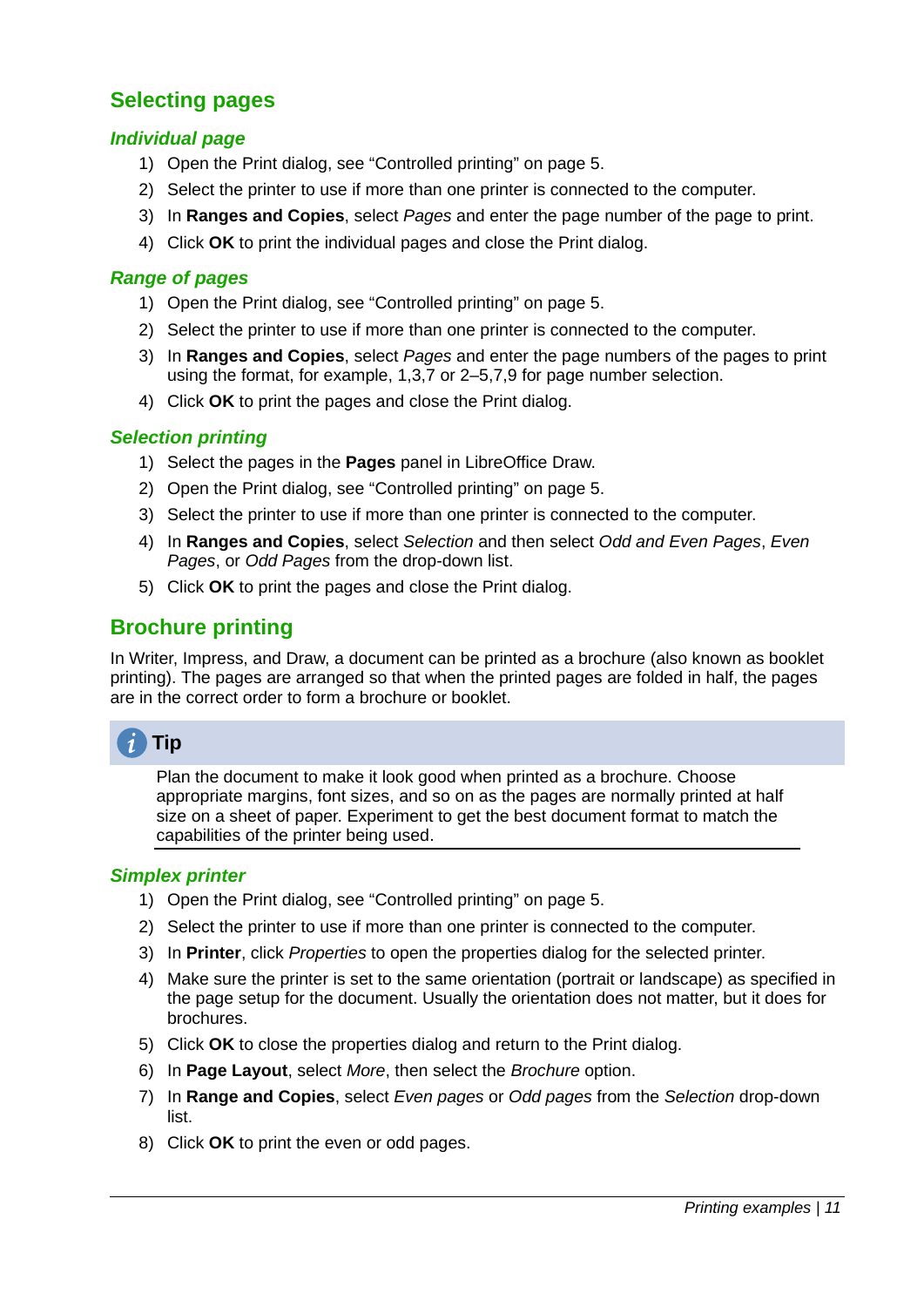## Selecting pages

### *Individual page*

1) Open the Print dialog, see “Controlled printing” on page 5.
2) Select the printer to use if more than one printer is connected to the computer.
3) In **Ranges and Copies**, select *Pages* and enter the page number of the page to print.
4) Click **OK** to print the individual pages and close the Print dialog.

### *Range of pages*

1) Open the Print dialog, see “Controlled printing” on page 5.
2) Select the printer to use if more than one printer is connected to the computer.
3) In **Ranges and Copies**, select *Pages* and enter the page numbers of the pages to print using the format, for example, 1,3,7 or 2–5,7,9 for page number selection.
4) Click **OK** to print the pages and close the Print dialog.

### *Selection printing*

1) Select the pages in the **Pages** panel in LibreOffice Draw.
2) Open the Print dialog, see “Controlled printing” on page 5.
3) Select the printer to use if more than one printer is connected to the computer.
4) In **Ranges and Copies**, select *Selection* and then select *Odd and Even Pages*, *Even Pages*, or *Odd Pages* from the drop-down list.
5) Click **OK** to print the pages and close the Print dialog.

## Brochure printing

In Writer, Impress, and Draw, a document can be printed as a brochure (also known as booklet printing). The pages are arranged so that when the printed pages are folded in half, the pages are in the correct order to form a brochure or booklet.

> **Tip**
>
> Plan the document to make it look good when printed as a brochure. Choose appropriate margins, font sizes, and so on as the pages are normally printed at half size on a sheet of paper. Experiment to get the best document format to match the capabilities of the printer being used.

### *Simplex printer*

1) Open the Print dialog, see “Controlled printing” on page 5.
2) Select the printer to use if more than one printer is connected to the computer.
3) In **Printer**, click *Properties* to open the properties dialog for the selected printer.
4) Make sure the printer is set to the same orientation (portrait or landscape) as specified in the page setup for the document. Usually the orientation does not matter, but it does for brochures.
5) Click **OK** to close the properties dialog and return to the Print dialog.
6) In **Page Layout**, select *More*, then select the *Brochure* option.
7) In **Range and Copies**, select *Even pages* or *Odd pages* from the *Selection* drop-down list.
8) Click **OK** to print the even or odd pages.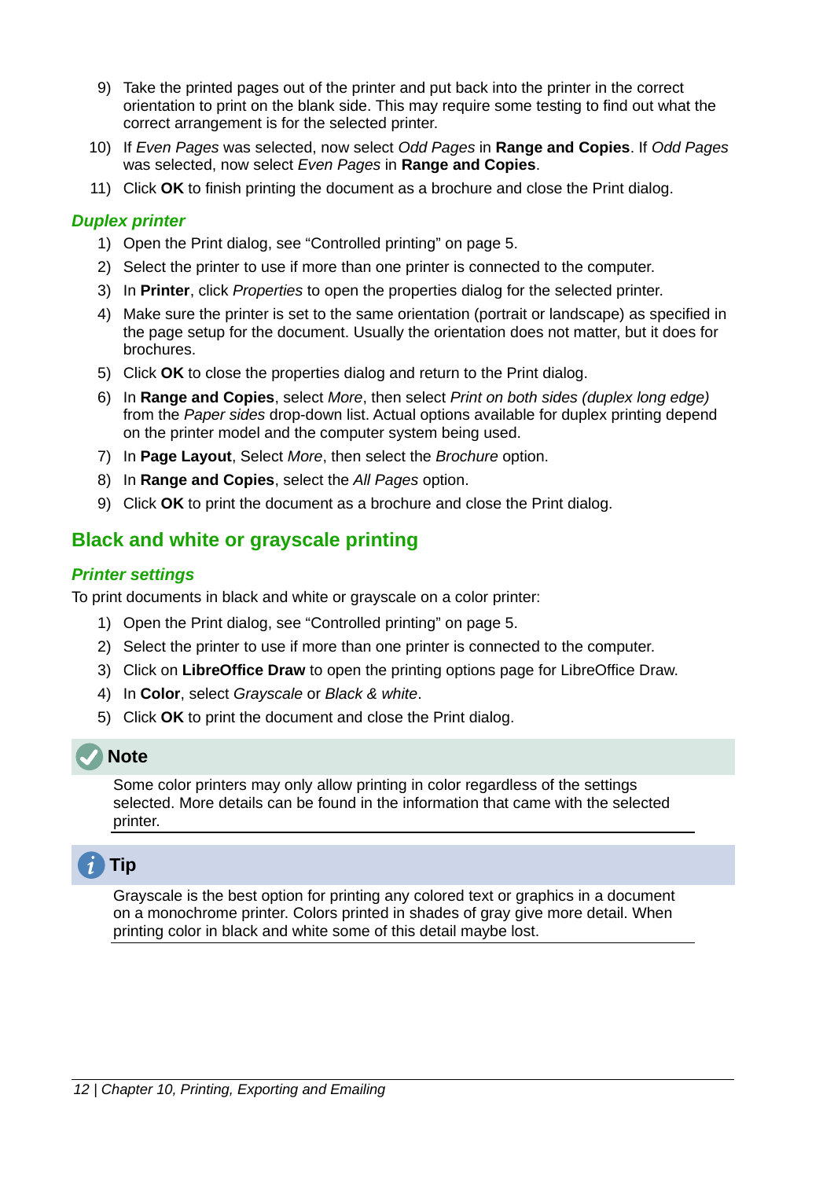9) Take the printed pages out of the printer and put back into the printer in the correct orientation to print on the blank side. This may require some testing to find out what the correct arrangement is for the selected printer.

10) If *Even Pages* was selected, now select *Odd Pages* in **Range and Copies**. If *Odd Pages* was selected, now select *Even Pages* in **Range and Copies**.

11) Click **OK** to finish printing the document as a brochure and close the Print dialog.

### Duplex printer

1) Open the Print dialog, see "Controlled printing" on page 5.
2) Select the printer to use if more than one printer is connected to the computer.
3) In **Printer**, click *Properties* to open the properties dialog for the selected printer.
4) Make sure the printer is set to the same orientation (portrait or landscape) as specified in the page setup for the document. Usually the orientation does not matter, but it does for brochures.
5) Click **OK** to close the properties dialog and return to the Print dialog.
6) In **Range and Copies**, select *More*, then select *Print on both sides (duplex long edge)* from the *Paper sides* drop-down list. Actual options available for duplex printing depend on the printer model and the computer system being used.
7) In **Page Layout**, Select *More*, then select the *Brochure* option.
8) In **Range and Copies**, select the *All Pages* option.
9) Click **OK** to print the document as a brochure and close the Print dialog.

## Black and white or grayscale printing

### Printer settings

To print documents in black and white or grayscale on a color printer:

1) Open the Print dialog, see "Controlled printing" on page 5.
2) Select the printer to use if more than one printer is connected to the computer.
3) Click on **LibreOffice Draw** to open the printing options page for LibreOffice Draw.
4) In **Color**, select *Grayscale* or *Black & white*.
5) Click **OK** to print the document and close the Print dialog.

**Note**

Some color printers may only allow printing in color regardless of the settings selected. More details can be found in the information that came with the selected printer.

**Tip**

Grayscale is the best option for printing any colored text or graphics in a document on a monochrome printer. Colors printed in shades of gray give more detail. When printing color in black and white some of this detail maybe lost.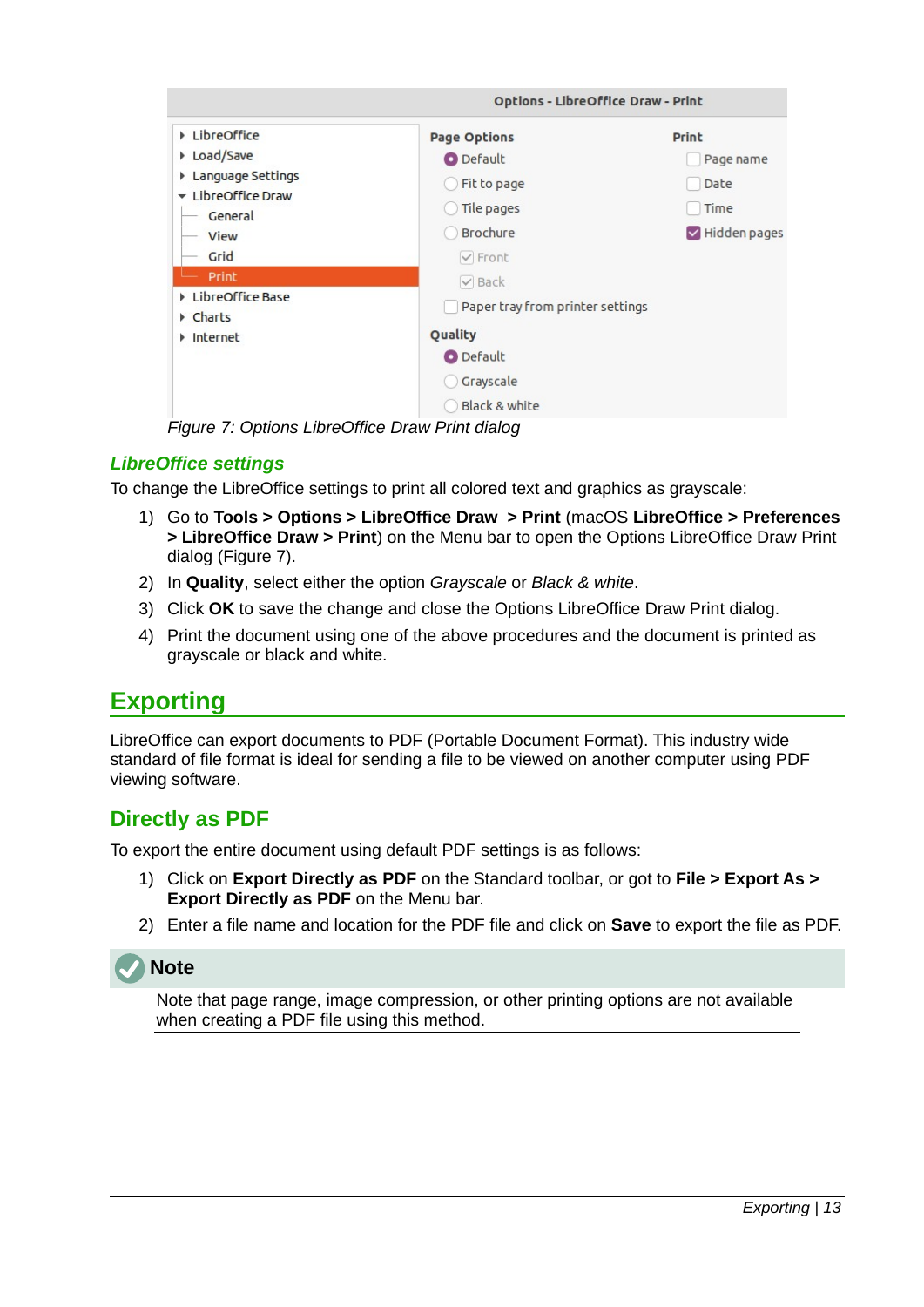Figure 7: Options LibreOffice Draw Print dialog

### LibreOffice settings

To change the LibreOffice settings to print all colored text and graphics as grayscale:

1) Go to **Tools > Options > LibreOffice Draw > Print** (macOS **LibreOffice > Preferences > LibreOffice Draw > Print**) on the Menu bar to open the Options LibreOffice Draw Print dialog (Figure 7).
2) In **Quality**, select either the option *Grayscale* or *Black & white*.
3) Click **OK** to save the change and close the Options LibreOffice Draw Print dialog.
4) Print the document using one of the above procedures and the document is printed as grayscale or black and white.

# Exporting

LibreOffice can export documents to PDF (Portable Document Format). This industry wide standard of file format is ideal for sending a file to be viewed on another computer using PDF viewing software.

## Directly as PDF

To export the entire document using default PDF settings is as follows:

1) Click on **Export Directly as PDF** on the Standard toolbar, or got to **File > Export As > Export Directly as PDF** on the Menu bar.
2) Enter a file name and location for the PDF file and click on **Save** to export the file as PDF.

**Note**

Note that page range, image compression, or other printing options are not available when creating a PDF file using this method.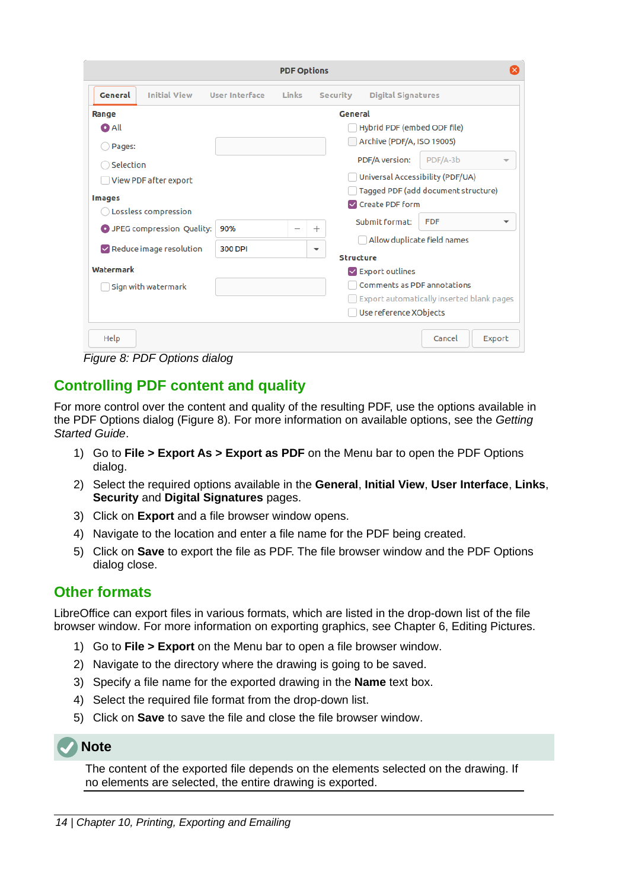Figure 8: PDF Options dialog

## Controlling PDF content and quality

For more control over the content and quality of the resulting PDF, use the options available in the PDF Options dialog (Figure 8). For more information on available options, see the *Getting Started Guide*.

1) Go to **File > Export As > Export as PDF** on the Menu bar to open the PDF Options dialog.
2) Select the required options available in the **General**, **Initial View**, **User Interface**, **Links**, **Security** and **Digital Signatures** pages.
3) Click on **Export** and a file browser window opens.
4) Navigate to the location and enter a file name for the PDF being created.
5) Click on **Save** to export the file as PDF. The file browser window and the PDF Options dialog close.

## Other formats

LibreOffice can export files in various formats, which are listed in the drop-down list of the file browser window. For more information on exporting graphics, see Chapter 6, Editing Pictures.

1) Go to **File > Export** on the Menu bar to open a file browser window.
2) Navigate to the directory where the drawing is going to be saved.
3) Specify a file name for the exported drawing in the **Name** text box.
4) Select the required file format from the drop-down list.
5) Click on **Save** to save the file and close the file browser window.

**Note**

The content of the exported file depends on the elements selected on the drawing. If no elements are selected, the entire drawing is exported.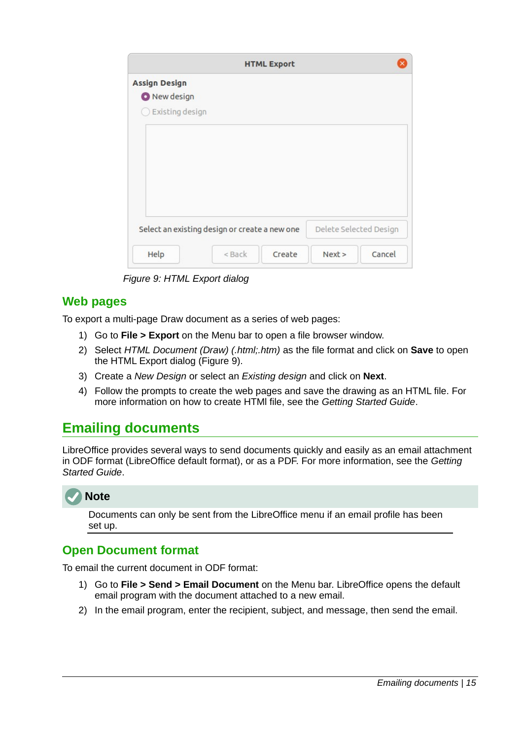Figure 9: HTML Export dialog

## Web pages

To export a multi-page Draw document as a series of web pages:

1) Go to **File > Export** on the Menu bar to open a file browser window.
2) Select *HTML Document (Draw) (.html;.htm)* as the file format and click on **Save** to open the HTML Export dialog (Figure 9).
3) Create a *New Design* or select an *Existing design* and click on **Next**.
4) Follow the prompts to create the web pages and save the drawing as an HTML file. For more information on how to create HTMl file, see the *Getting Started Guide*.

# Emailing documents

LibreOffice provides several ways to send documents quickly and easily as an email attachment in ODF format (LibreOffice default format), or as a PDF. For more information, see the *Getting Started Guide*.

**Note**

Documents can only be sent from the LibreOffice menu if an email profile has been set up.

## Open Document format

To email the current document in ODF format:

1) Go to **File > Send > Email Document** on the Menu bar. LibreOffice opens the default email program with the document attached to a new email.
2) In the email program, enter the recipient, subject, and message, then send the email.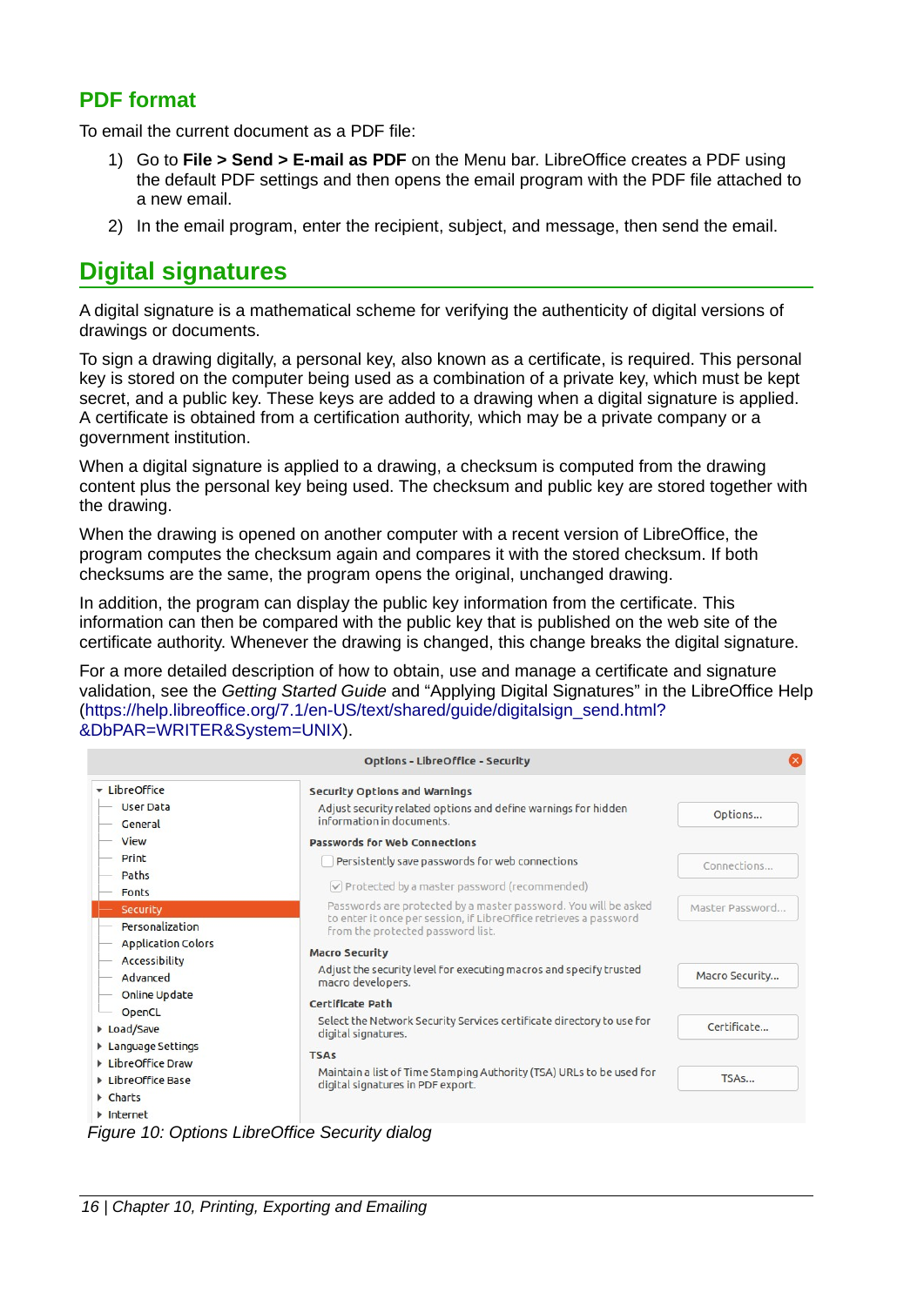### PDF format

To email the current document as a PDF file:

1) Go to **File > Send > E-mail as PDF** on the Menu bar. LibreOffice creates a PDF using the default PDF settings and then opens the email program with the PDF file attached to a new email.
2) In the email program, enter the recipient, subject, and message, then send the email.

## Digital signatures

A digital signature is a mathematical scheme for verifying the authenticity of digital versions of drawings or documents.

To sign a drawing digitally, a personal key, also known as a certificate, is required. This personal key is stored on the computer being used as a combination of a private key, which must be kept secret, and a public key. These keys are added to a drawing when a digital signature is applied. A certificate is obtained from a certification authority, which may be a private company or a government institution.

When a digital signature is applied to a drawing, a checksum is computed from the drawing content plus the personal key being used. The checksum and public key are stored together with the drawing.

When the drawing is opened on another computer with a recent version of LibreOffice, the program computes the checksum again and compares it with the stored checksum. If both checksums are the same, the program opens the original, unchanged drawing.

In addition, the program can display the public key information from the certificate. This information can then be compared with the public key that is published on the web site of the certificate authority. Whenever the drawing is changed, this change breaks the digital signature.

For a more detailed description of how to obtain, use and manage a certificate and signature validation, see the *Getting Started Guide* and "Applying Digital Signatures" in the LibreOffice Help (https://help.libreoffice.org/7.1/en-US/text/shared/guide/digitalsign_send.html?&DbPAR=WRITER&System=UNIX).

*Figure 10: Options LibreOffice Security dialog*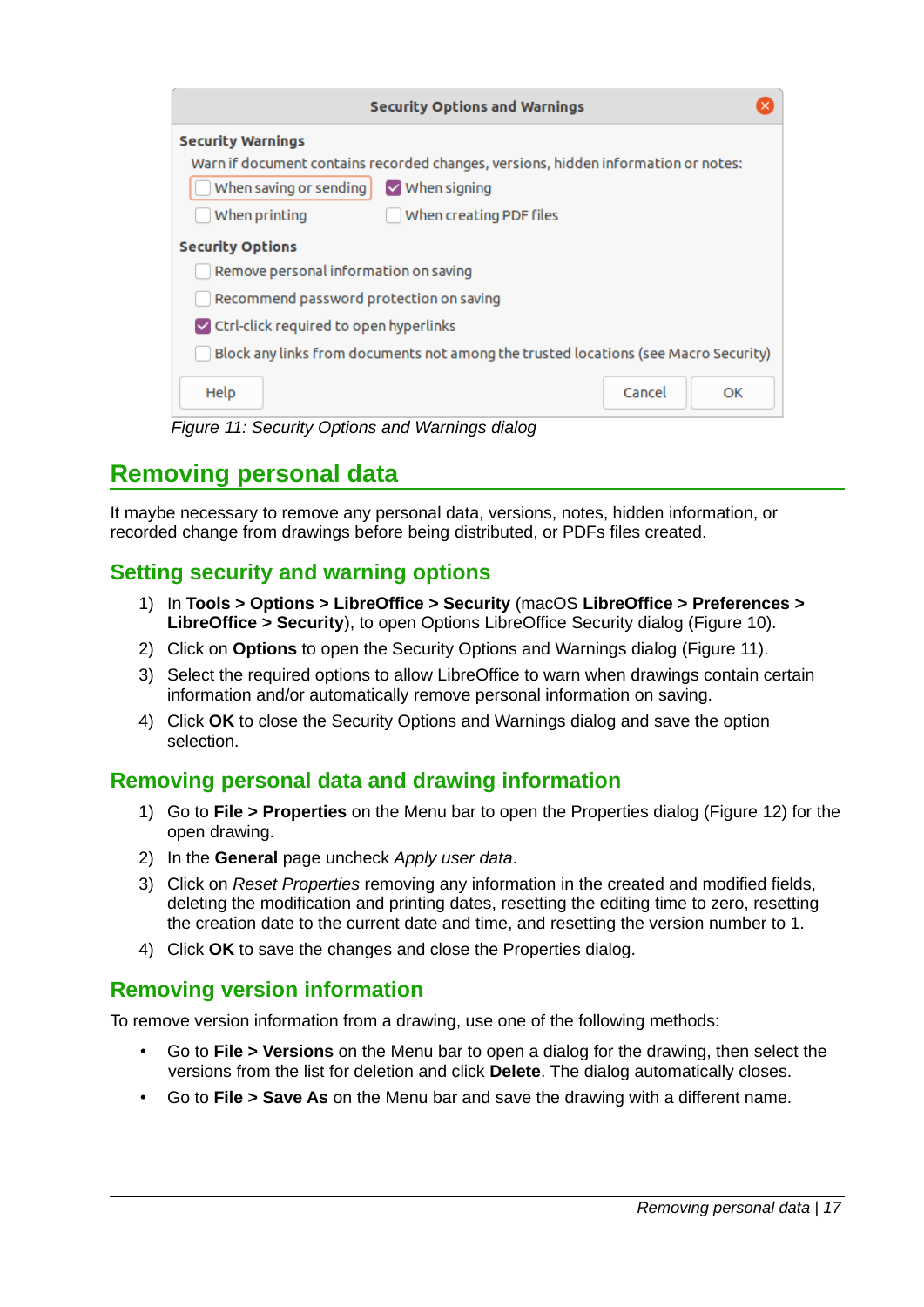Figure 11: Security Options and Warnings dialog

## Removing personal data

It maybe necessary to remove any personal data, versions, notes, hidden information, or recorded change from drawings before being distributed, or PDFs files created.

### Setting security and warning options

1) In **Tools > Options > LibreOffice > Security** (macOS **LibreOffice > Preferences > LibreOffice > Security**), to open Options LibreOffice Security dialog (Figure 10).
2) Click on **Options** to open the Security Options and Warnings dialog (Figure 11).
3) Select the required options to allow LibreOffice to warn when drawings contain certain information and/or automatically remove personal information on saving.
4) Click **OK** to close the Security Options and Warnings dialog and save the option selection.

### Removing personal data and drawing information

1) Go to **File > Properties** on the Menu bar to open the Properties dialog (Figure 12) for the open drawing.
2) In the **General** page uncheck *Apply user data*.
3) Click on *Reset Properties* removing any information in the created and modified fields, deleting the modification and printing dates, resetting the editing time to zero, resetting the creation date to the current date and time, and resetting the version number to 1.
4) Click **OK** to save the changes and close the Properties dialog.

### Removing version information

To remove version information from a drawing, use one of the following methods:

- Go to **File > Versions** on the Menu bar to open a dialog for the drawing, then select the versions from the list for deletion and click **Delete**. The dialog automatically closes.
- Go to **File > Save As** on the Menu bar and save the drawing with a different name.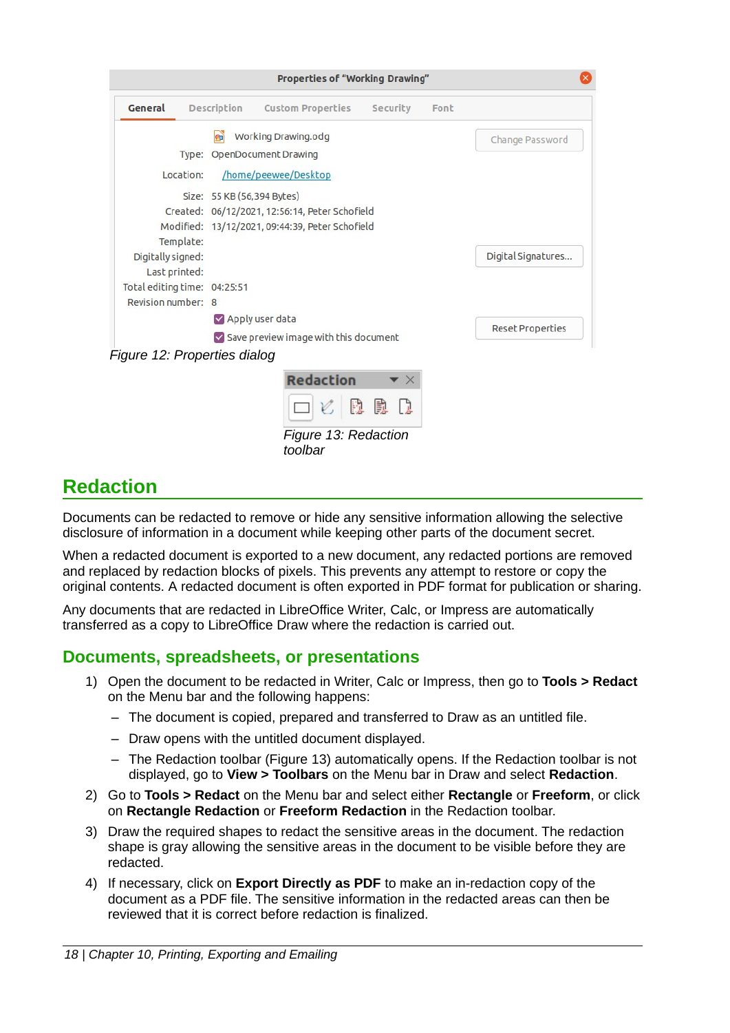Figure 12: Properties dialog

Figure 13: Redaction toolbar

## Redaction

Documents can be redacted to remove or hide any sensitive information allowing the selective disclosure of information in a document while keeping other parts of the document secret.

When a redacted document is exported to a new document, any redacted portions are removed and replaced by redaction blocks of pixels. This prevents any attempt to restore or copy the original contents. A redacted document is often exported in PDF format for publication or sharing.

Any documents that are redacted in LibreOffice Writer, Calc, or Impress are automatically transferred as a copy to LibreOffice Draw where the redaction is carried out.

### Documents, spreadsheets, or presentations

1) Open the document to be redacted in Writer, Calc or Impress, then go to **Tools > Redact** on the Menu bar and the following happens:
   - The document is copied, prepared and transferred to Draw as an untitled file.
   - Draw opens with the untitled document displayed.
   - The Redaction toolbar (Figure 13) automatically opens. If the Redaction toolbar is not displayed, go to **View > Toolbars** on the Menu bar in Draw and select **Redaction**.
2) Go to **Tools > Redact** on the Menu bar and select either **Rectangle** or **Freeform**, or click on **Rectangle Redaction** or **Freeform Redaction** in the Redaction toolbar.
3) Draw the required shapes to redact the sensitive areas in the document. The redaction shape is gray allowing the sensitive areas in the document to be visible before they are redacted.
4) If necessary, click on **Export Directly as PDF** to make an in-redaction copy of the document as a PDF file. The sensitive information in the redacted areas can then be reviewed that it is correct before redaction is finalized.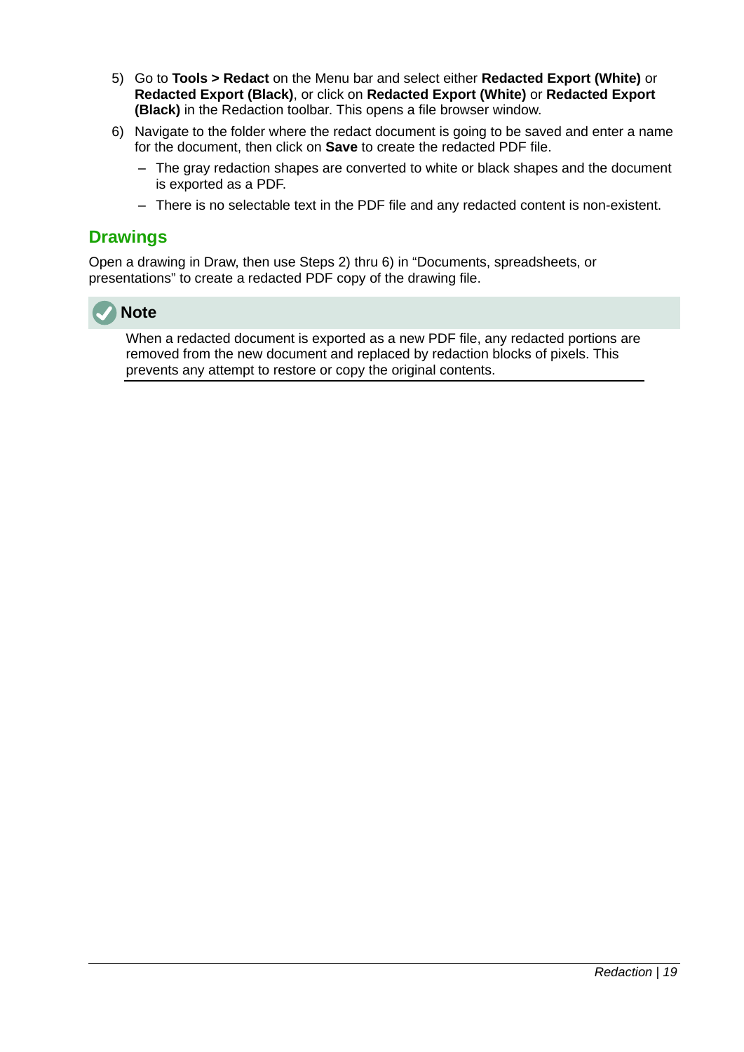5) Go to **Tools > Redact** on the Menu bar and select either **Redacted Export (White)** or **Redacted Export (Black)**, or click on **Redacted Export (White)** or **Redacted Export (Black)** in the Redaction toolbar. This opens a file browser window.

6) Navigate to the folder where the redact document is going to be saved and enter a name for the document, then click on **Save** to create the redacted PDF file.
   - The gray redaction shapes are converted to white or black shapes and the document is exported as a PDF.
   - There is no selectable text in the PDF file and any redacted content is non-existent.

## Drawings

Open a drawing in Draw, then use Steps 2) thru 6) in "Documents, spreadsheets, or presentations" to create a redacted PDF copy of the drawing file.

> **Note**
>
> When a redacted document is exported as a new PDF file, any redacted portions are removed from the new document and replaced by redaction blocks of pixels. This prevents any attempt to restore or copy the original contents.